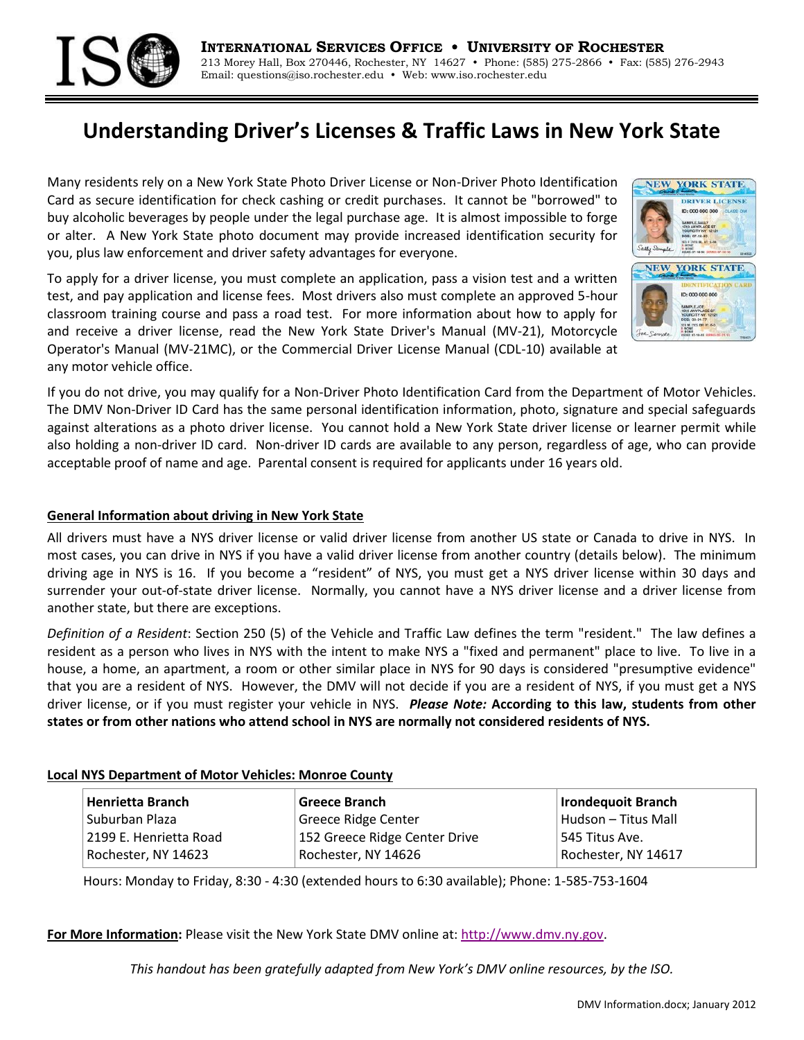**INTERNATIONAL SERVICES OFFICE • UNIVERSITY OF ROCHESTER**
213 Morey Hall, Box 270446, Rochester, NY 14627 • Phone: (585) 275-2866 • Fax: (585) 276-2943
Email: questions@iso.rochester.edu • Web: www.iso.rochester.edu

# Understanding Driver's Licenses & Traffic Laws in New York State

Many residents rely on a New York State Photo Driver License or Non-Driver Photo Identification Card as secure identification for check cashing or credit purchases. It cannot be "borrowed" to buy alcoholic beverages by people under the legal purchase age. It is almost impossible to forge or alter. A New York State photo document may provide increased identification security for you, plus law enforcement and driver safety advantages for everyone.

To apply for a driver license, you must complete an application, pass a vision test and a written test, and pay application and license fees. Most drivers also must complete an approved 5-hour classroom training course and pass a road test. For more information about how to apply for and receive a driver license, read the New York State Driver's Manual (MV-21), Motorcycle Operator's Manual (MV-21MC), or the Commercial Driver License Manual (CDL-10) available at any motor vehicle office.

If you do not drive, you may qualify for a Non-Driver Photo Identification Card from the Department of Motor Vehicles. The DMV Non-Driver ID Card has the same personal identification information, photo, signature and special safeguards against alterations as a photo driver license. You cannot hold a New York State driver license or learner permit while also holding a non-driver ID card. Non-driver ID cards are available to any person, regardless of age, who can provide acceptable proof of name and age. Parental consent is required for applicants under 16 years old.

## General Information about driving in New York State

All drivers must have a NYS driver license or valid driver license from another US state or Canada to drive in NYS. In most cases, you can drive in NYS if you have a valid driver license from another country (details below). The minimum driving age in NYS is 16. If you become a "resident" of NYS, you must get a NYS driver license within 30 days and surrender your out-of-state driver license. Normally, you cannot have a NYS driver license and a driver license from another state, but there are exceptions.

*Definition of a Resident*: Section 250 (5) of the Vehicle and Traffic Law defines the term "resident." The law defines a resident as a person who lives in NYS with the intent to make NYS a "fixed and permanent" place to live. To live in a house, a home, an apartment, a room or other similar place in NYS for 90 days is considered "presumptive evidence" that you are a resident of NYS. However, the DMV will not decide if you are a resident of NYS, if you must get a NYS driver license, or if you must register your vehicle in NYS. ***Please Note:*** **According to this law, students from other states or from other nations who attend school in NYS are normally not considered residents of NYS.**

## Local NYS Department of Motor Vehicles: Monroe County

| Henrietta Branch | Greece Branch | Irondequoit Branch |
|---|---|---|
| Suburban Plaza | Greece Ridge Center | Hudson – Titus Mall |
| 2199 E. Henrietta Road | 152 Greece Ridge Center Drive | 545 Titus Ave. |
| Rochester, NY 14623 | Rochester, NY 14626 | Rochester, NY 14617 |

Hours: Monday to Friday, 8:30 - 4:30 (extended hours to 6:30 available); Phone: 1-585-753-1604

**For More Information:** Please visit the New York State DMV online at: http://www.dmv.ny.gov.

*This handout has been gratefully adapted from New York's DMV online resources, by the ISO.*

DMV Information.docx; January 2012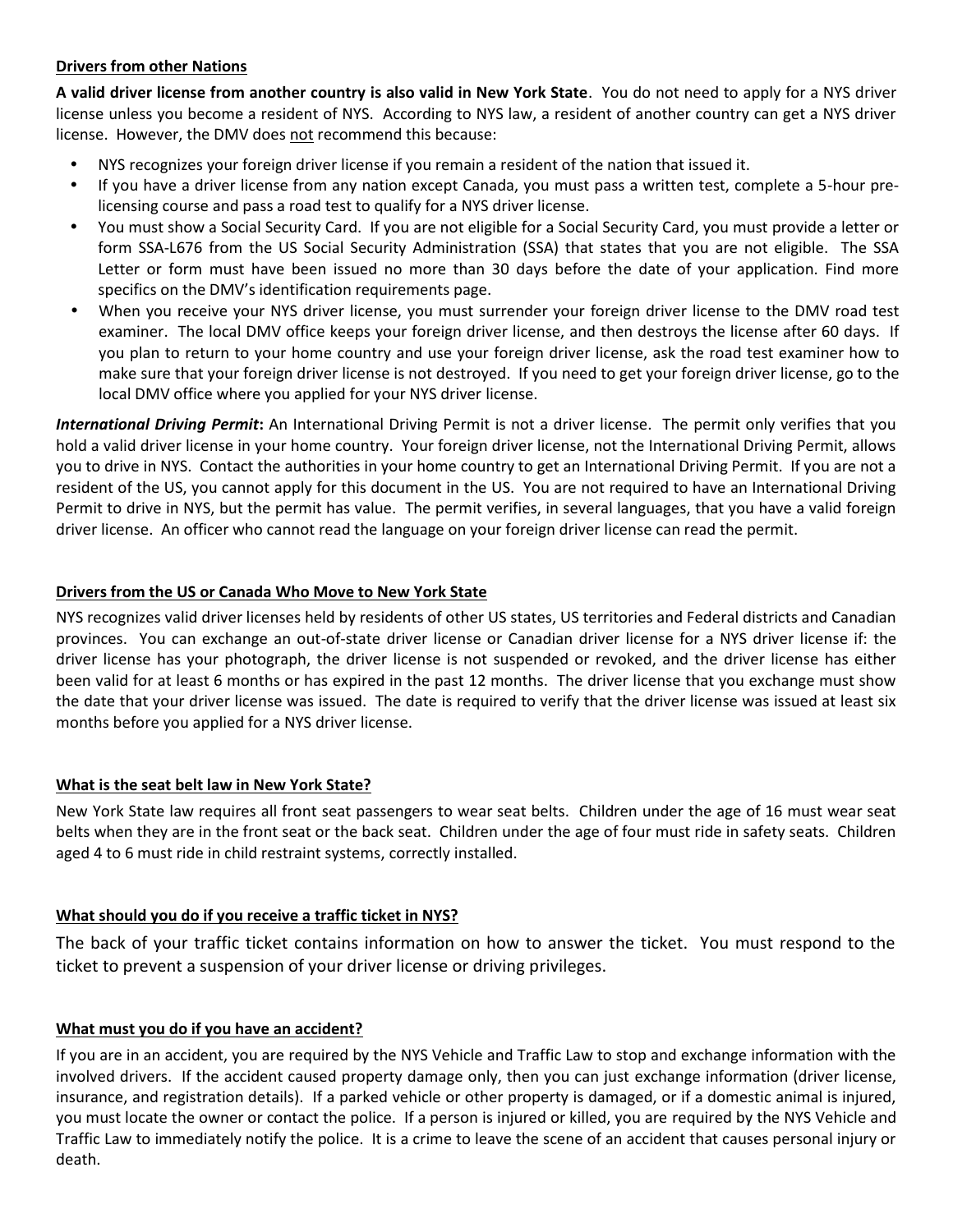## Drivers from other Nations

**A valid driver license from another country is also valid in New York State**. You do not need to apply for a NYS driver license unless you become a resident of NYS. According to NYS law, a resident of another country can get a NYS driver license. However, the DMV does not recommend this because:

- NYS recognizes your foreign driver license if you remain a resident of the nation that issued it.
- If you have a driver license from any nation except Canada, you must pass a written test, complete a 5-hour pre-licensing course and pass a road test to qualify for a NYS driver license.
- You must show a Social Security Card. If you are not eligible for a Social Security Card, you must provide a letter or form SSA-L676 from the US Social Security Administration (SSA) that states that you are not eligible. The SSA Letter or form must have been issued no more than 30 days before the date of your application. Find more specifics on the DMV's identification requirements page.
- When you receive your NYS driver license, you must surrender your foreign driver license to the DMV road test examiner. The local DMV office keeps your foreign driver license, and then destroys the license after 60 days. If you plan to return to your home country and use your foreign driver license, ask the road test examiner how to make sure that your foreign driver license is not destroyed. If you need to get your foreign driver license, go to the local DMV office where you applied for your NYS driver license.

***International Driving Permit*:** An International Driving Permit is not a driver license. The permit only verifies that you hold a valid driver license in your home country. Your foreign driver license, not the International Driving Permit, allows you to drive in NYS. Contact the authorities in your home country to get an International Driving Permit. If you are not a resident of the US, you cannot apply for this document in the US. You are not required to have an International Driving Permit to drive in NYS, but the permit has value. The permit verifies, in several languages, that you have a valid foreign driver license. An officer who cannot read the language on your foreign driver license can read the permit.

## Drivers from the US or Canada Who Move to New York State

NYS recognizes valid driver licenses held by residents of other US states, US territories and Federal districts and Canadian provinces. You can exchange an out-of-state driver license or Canadian driver license for a NYS driver license if: the driver license has your photograph, the driver license is not suspended or revoked, and the driver license has either been valid for at least 6 months or has expired in the past 12 months. The driver license that you exchange must show the date that your driver license was issued. The date is required to verify that the driver license was issued at least six months before you applied for a NYS driver license.

## What is the seat belt law in New York State?

New York State law requires all front seat passengers to wear seat belts. Children under the age of 16 must wear seat belts when they are in the front seat or the back seat. Children under the age of four must ride in safety seats. Children aged 4 to 6 must ride in child restraint systems, correctly installed.

## What should you do if you receive a traffic ticket in NYS?

The back of your traffic ticket contains information on how to answer the ticket. You must respond to the ticket to prevent a suspension of your driver license or driving privileges.

## What must you do if you have an accident?

If you are in an accident, you are required by the NYS Vehicle and Traffic Law to stop and exchange information with the involved drivers. If the accident caused property damage only, then you can just exchange information (driver license, insurance, and registration details). If a parked vehicle or other property is damaged, or if a domestic animal is injured, you must locate the owner or contact the police. If a person is injured or killed, you are required by the NYS Vehicle and Traffic Law to immediately notify the police. It is a crime to leave the scene of an accident that causes personal injury or death.